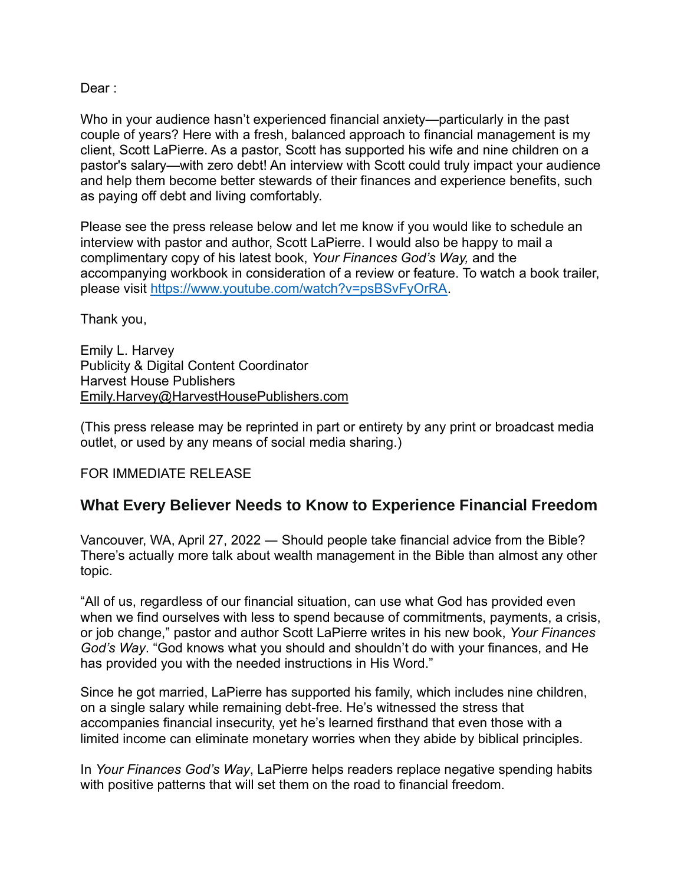Dear :

Who in your audience hasn't experienced financial anxiety—particularly in the past couple of years? Here with a fresh, balanced approach to financial management is my client, Scott LaPierre. As a pastor, Scott has supported his wife and nine children on a pastor's salary—with zero debt! An interview with Scott could truly impact your audience and help them become better stewards of their finances and experience benefits, such as paying off debt and living comfortably.

Please see the press release below and let me know if you would like to schedule an interview with pastor and author, Scott LaPierre. I would also be happy to mail a complimentary copy of his latest book, *Your Finances God's Way,* and the accompanying workbook in consideration of a review or feature. To watch a book trailer, please visit [https://www.youtube.com/watch?v=psBSvFyOrRA](https://www.youtube.com/watch?v=psBSvFyOrRA).

Thank you,

Emily L. Harvey
Publicity & Digital Content Coordinator
Harvest House Publishers
Emily.Harvey@HarvestHousePublishers.com

(This press release may be reprinted in part or entirety by any print or broadcast media outlet, or used by any means of social media sharing.)

FOR IMMEDIATE RELEASE

## What Every Believer Needs to Know to Experience Financial Freedom

Vancouver, WA, April 27, 2022 — Should people take financial advice from the Bible? There's actually more talk about wealth management in the Bible than almost any other topic.

"All of us, regardless of our financial situation, can use what God has provided even when we find ourselves with less to spend because of commitments, payments, a crisis, or job change," pastor and author Scott LaPierre writes in his new book, *Your Finances God's Way*. "God knows what you should and shouldn't do with your finances, and He has provided you with the needed instructions in His Word."

Since he got married, LaPierre has supported his family, which includes nine children, on a single salary while remaining debt-free. He's witnessed the stress that accompanies financial insecurity, yet he's learned firsthand that even those with a limited income can eliminate monetary worries when they abide by biblical principles.

In *Your Finances God's Way*, LaPierre helps readers replace negative spending habits with positive patterns that will set them on the road to financial freedom.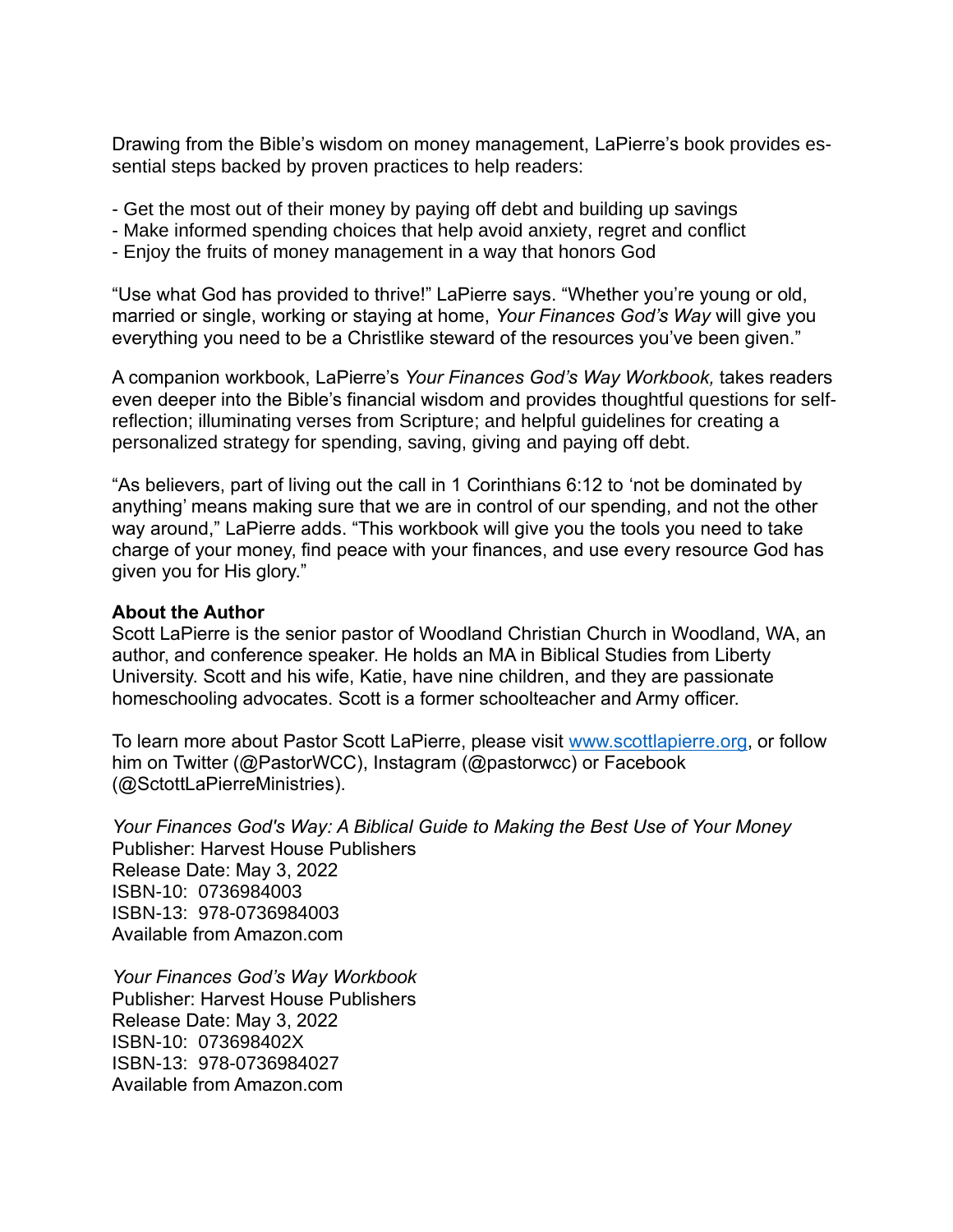Drawing from the Bible's wisdom on money management, LaPierre's book provides essential steps backed by proven practices to help readers:

- Get the most out of their money by paying off debt and building up savings
- Make informed spending choices that help avoid anxiety, regret and conflict
- Enjoy the fruits of money management in a way that honors God

"Use what God has provided to thrive!" LaPierre says. "Whether you're young or old, married or single, working or staying at home, *Your Finances God's Way* will give you everything you need to be a Christlike steward of the resources you've been given."

A companion workbook, LaPierre's *Your Finances God's Way Workbook,* takes readers even deeper into the Bible's financial wisdom and provides thoughtful questions for self-reflection; illuminating verses from Scripture; and helpful guidelines for creating a personalized strategy for spending, saving, giving and paying off debt.

"As believers, part of living out the call in 1 Corinthians 6:12 to 'not be dominated by anything' means making sure that we are in control of our spending, and not the other way around," LaPierre adds. "This workbook will give you the tools you need to take charge of your money, find peace with your finances, and use every resource God has given you for His glory."

**About the Author**
Scott LaPierre is the senior pastor of Woodland Christian Church in Woodland, WA, an author, and conference speaker. He holds an MA in Biblical Studies from Liberty University. Scott and his wife, Katie, have nine children, and they are passionate homeschooling advocates. Scott is a former schoolteacher and Army officer.

To learn more about Pastor Scott LaPierre, please visit [www.scottlapierre.org](http://www.scottlapierre.org), or follow him on Twitter (@PastorWCC), Instagram (@pastorwcc) or Facebook (@SctottLaPierreMinistries).

*Your Finances God's Way: A Biblical Guide to Making the Best Use of Your Money*
Publisher: Harvest House Publishers
Release Date: May 3, 2022
ISBN-10: 0736984003
ISBN-13: 978-0736984003
Available from Amazon.com

*Your Finances God's Way Workbook*
Publisher: Harvest House Publishers
Release Date: May 3, 2022
ISBN-10: 073698402X
ISBN-13: 978-0736984027
Available from Amazon.com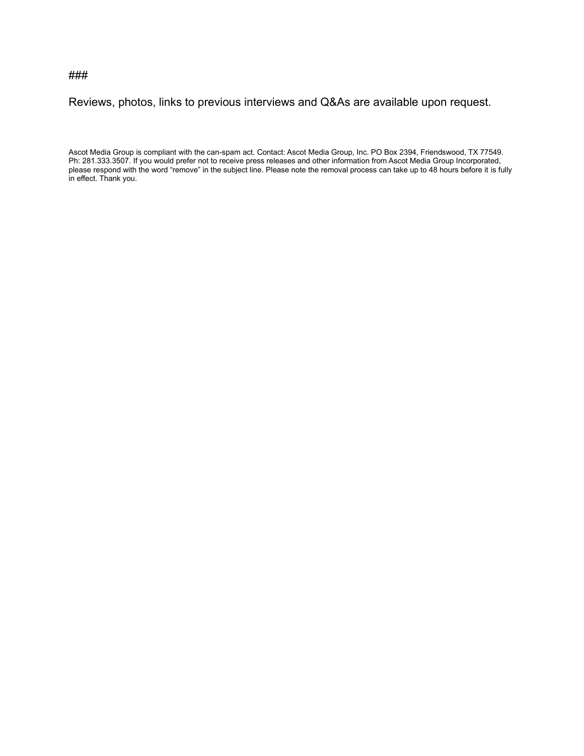###

Reviews, photos, links to previous interviews and Q&As are available upon request.

Ascot Media Group is compliant with the can-spam act. Contact: Ascot Media Group, Inc. PO Box 2394, Friendswood, TX 77549. Ph: 281.333.3507. If you would prefer not to receive press releases and other information from Ascot Media Group Incorporated, please respond with the word “remove” in the subject line. Please note the removal process can take up to 48 hours before it is fully in effect. Thank you.